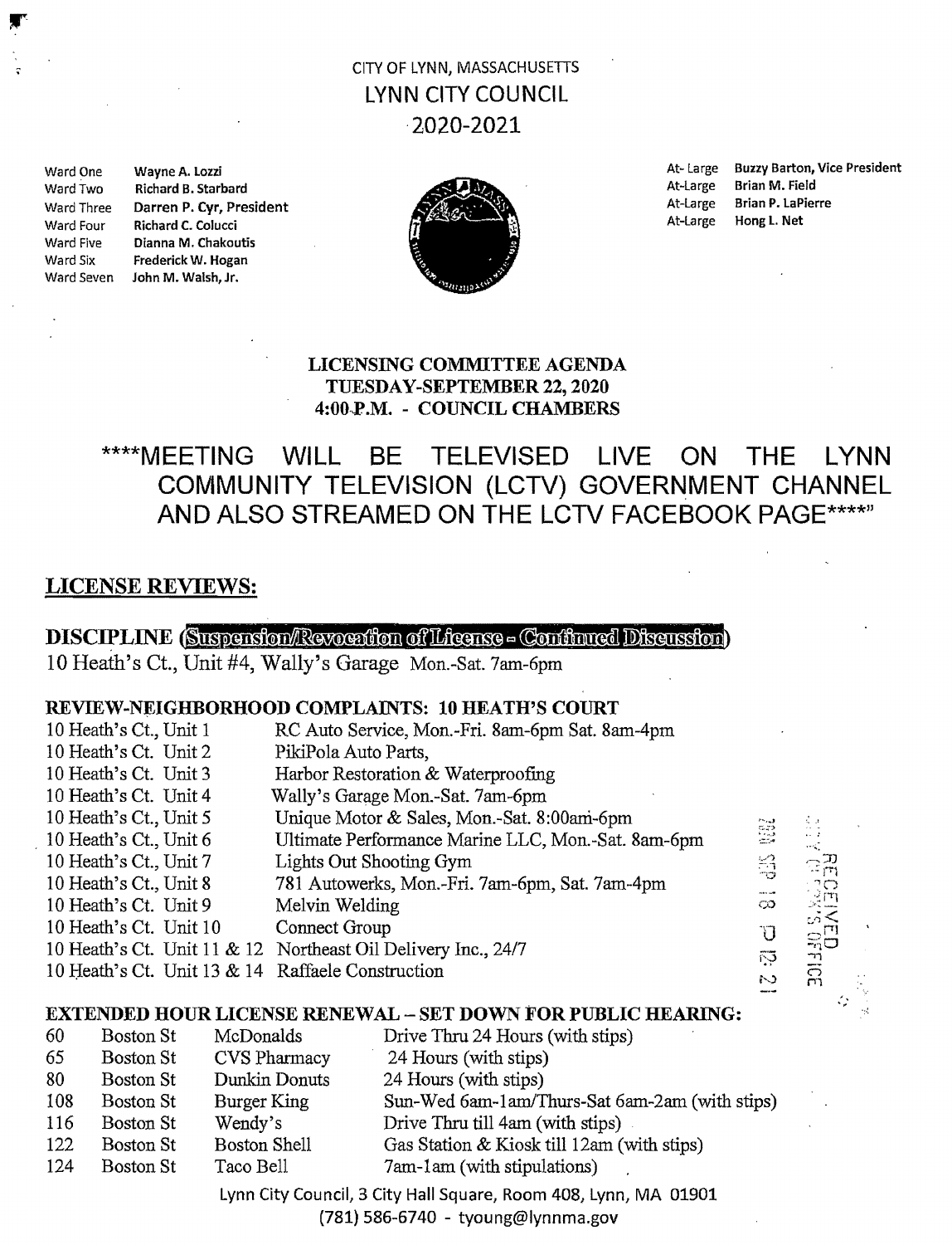CITY OF LYNN, MASSACHUSETTS

# LYNN CITY COUNCIL

2020-2021

| | | | |
|---|---|---|---|
| Ward One | Wayne A. Lozzi | At-Large | Buzzy Barton, Vice President |
| Ward Two | Richard B. Starbard | At-Large | Brian M. Field |
| Ward Three | Darren P. Cyr, President | At-Large | Brian P. LaPierre |
| Ward Four | Richard C. Colucci | At-Large | Hong L. Net |
| Ward Five | Dianna M. Chakoutis | | |
| Ward Six | Frederick W. Hogan | | |
| Ward Seven | John M. Walsh, Jr. | | |

**LICENSING COMMITTEE AGENDA**
**TUESDAY-SEPTEMBER 22, 2020**
**4:00 P.M. - COUNCIL CHAMBERS**

## ****MEETING WILL BE TELEVISED LIVE ON THE LYNN COMMUNITY TELEVISION (LCTV) GOVERNMENT CHANNEL AND ALSO STREAMED ON THE LCTV FACEBOOK PAGE****"

## LICENSE REVIEWS:

### DISCIPLINE (Suspension/Revocation of License - Continued Discussion)

10 Heath's Ct., Unit #4, Wally's Garage Mon.-Sat. 7am-6pm

### REVIEW-NEIGHBORHOOD COMPLAINTS: 10 HEATH'S COURT

| | |
|---|---|
| 10 Heath's Ct., Unit 1 | RC Auto Service, Mon.-Fri. 8am-6pm Sat. 8am-4pm |
| 10 Heath's Ct. Unit 2 | PikiPola Auto Parts, |
| 10 Heath's Ct. Unit 3 | Harbor Restoration & Waterproofing |
| 10 Heath's Ct. Unit 4 | Wally's Garage Mon.-Sat. 7am-6pm |
| 10 Heath's Ct., Unit 5 | Unique Motor & Sales, Mon.-Sat. 8:00am-6pm |
| 10 Heath's Ct., Unit 6 | Ultimate Performance Marine LLC, Mon.-Sat. 8am-6pm |
| 10 Heath's Ct., Unit 7 | Lights Out Shooting Gym |
| 10 Heath's Ct., Unit 8 | 781 Autowerks, Mon.-Fri. 7am-6pm, Sat. 7am-4pm |
| 10 Heath's Ct. Unit 9 | Melvin Welding |
| 10 Heath's Ct. Unit 10 | Connect Group |
| 10 Heath's Ct. Unit 11 & 12 | Northeast Oil Delivery Inc., 24/7 |
| 10 Heath's Ct. Unit 13 & 14 | Raffaele Construction |

2020 SEP 18 P 12:21 RECEIVED CITY CLERK'S OFFICE

### EXTENDED HOUR LICENSE RENEWAL – SET DOWN FOR PUBLIC HEARING:

| | | | |
|---|---|---|---|
| 60 Boston St | McDonalds | Drive Thru 24 Hours (with stips) |
| 65 Boston St | CVS Pharmacy | 24 Hours (with stips) |
| 80 Boston St | Dunkin Donuts | 24 Hours (with stips) |
| 108 Boston St | Burger King | Sun-Wed 6am-1am/Thurs-Sat 6am-2am (with stips) |
| 116 Boston St | Wendy's | Drive Thru till 4am (with stips) |
| 122 Boston St | Boston Shell | Gas Station & Kiosk till 12am (with stips) |
| 124 Boston St | Taco Bell | 7am-1am (with stipulations) |

Lynn City Council, 3 City Hall Square, Room 408, Lynn, MA 01901
(781) 586-6740 - tyoung@lynnma.gov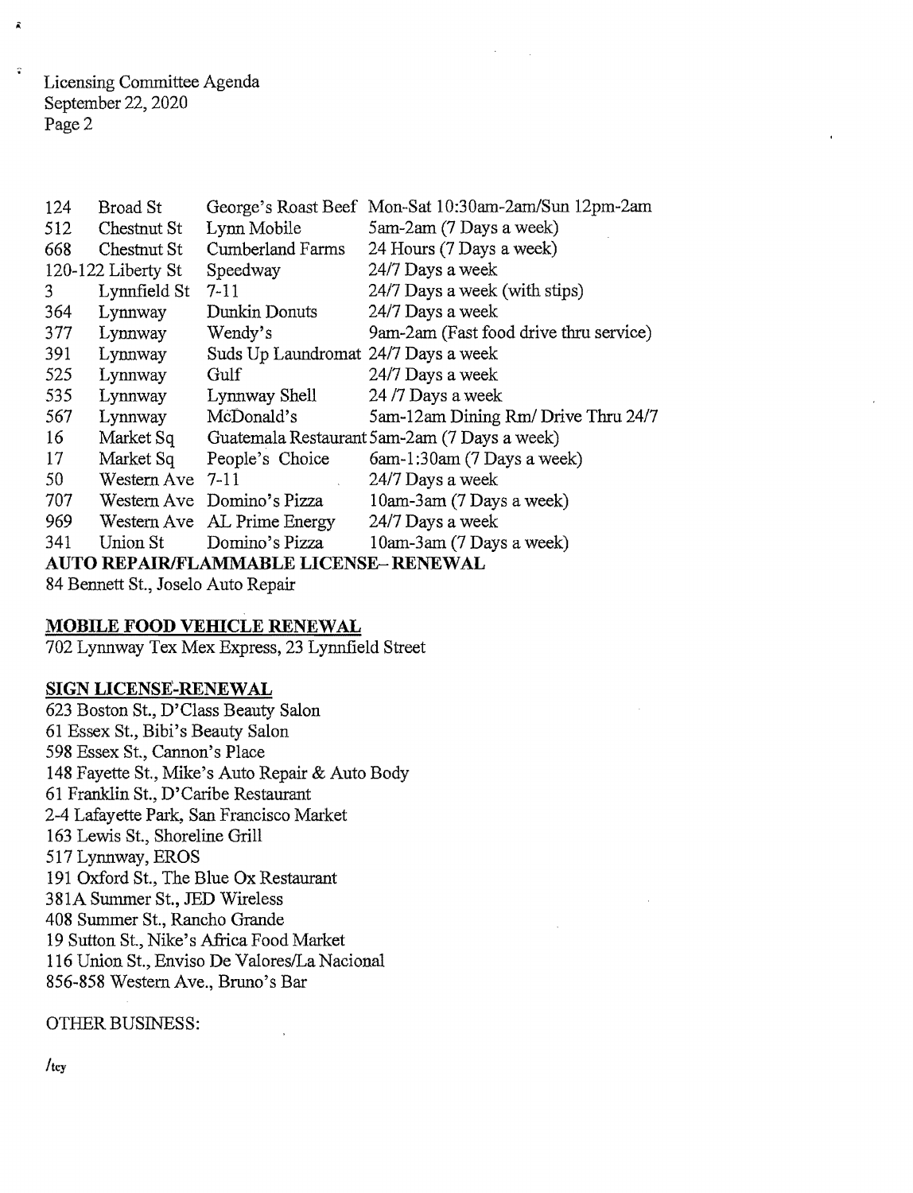Licensing Committee Agenda
September 22, 2020
Page 2

| | | | |
|---|---|---|---|
| 124 | Broad St | George's Roast Beef | Mon-Sat 10:30am-2am/Sun 12pm-2am |
| 512 | Chestnut St | Lynn Mobile | 5am-2am (7 Days a week) |
| 668 | Chestnut St | Cumberland Farms | 24 Hours (7 Days a week) |
| 120-122 | Liberty St | Speedway | 24/7 Days a week |
| 3 | Lynnfield St | 7-11 | 24/7 Days a week (with stips) |
| 364 | Lynnway | Dunkin Donuts | 24/7 Days a week |
| 377 | Lynnway | Wendy's | 9am-2am (Fast food drive thru service) |
| 391 | Lynnway | Suds Up Laundromat | 24/7 Days a week |
| 525 | Lynnway | Gulf | 24/7 Days a week |
| 535 | Lynnway | Lynnway Shell | 24 /7 Days a week |
| 567 | Lynnway | McDonald's | 5am-12am Dining Rm/ Drive Thru 24/7 |
| 16 | Market Sq | Guatemala Restaurant | 5am-2am (7 Days a week) |
| 17 | Market Sq | People's Choice | 6am-1:30am (7 Days a week) |
| 50 | Western Ave | 7-11 | 24/7 Days a week |
| 707 | Western Ave | Domino's Pizza | 10am-3am (7 Days a week) |
| 969 | Western Ave | AL Prime Energy | 24/7 Days a week |
| 341 | Union St | Domino's Pizza | 10am-3am (7 Days a week) |

**AUTO REPAIR/FLAMMABLE LICENSE– RENEWAL**

84 Bennett St., Joselo Auto Repair

**MOBILE FOOD VEHICLE RENEWAL**

702 Lynnway Tex Mex Express, 23 Lynnfield Street

**SIGN LICENSE-RENEWAL**

623 Boston St., D'Class Beauty Salon
61 Essex St., Bibi's Beauty Salon
598 Essex St., Cannon's Place
148 Fayette St., Mike's Auto Repair & Auto Body
61 Franklin St., D'Caribe Restaurant
2-4 Lafayette Park, San Francisco Market
163 Lewis St., Shoreline Grill
517 Lynnway, EROS
191 Oxford St., The Blue Ox Restaurant
381A Summer St., JED Wireless
408 Summer St., Rancho Grande
19 Sutton St., Nike's Africa Food Market
116 Union St., Enviso De Valores/La Nacional
856-858 Western Ave., Bruno's Bar

OTHER BUSINESS:

/tcy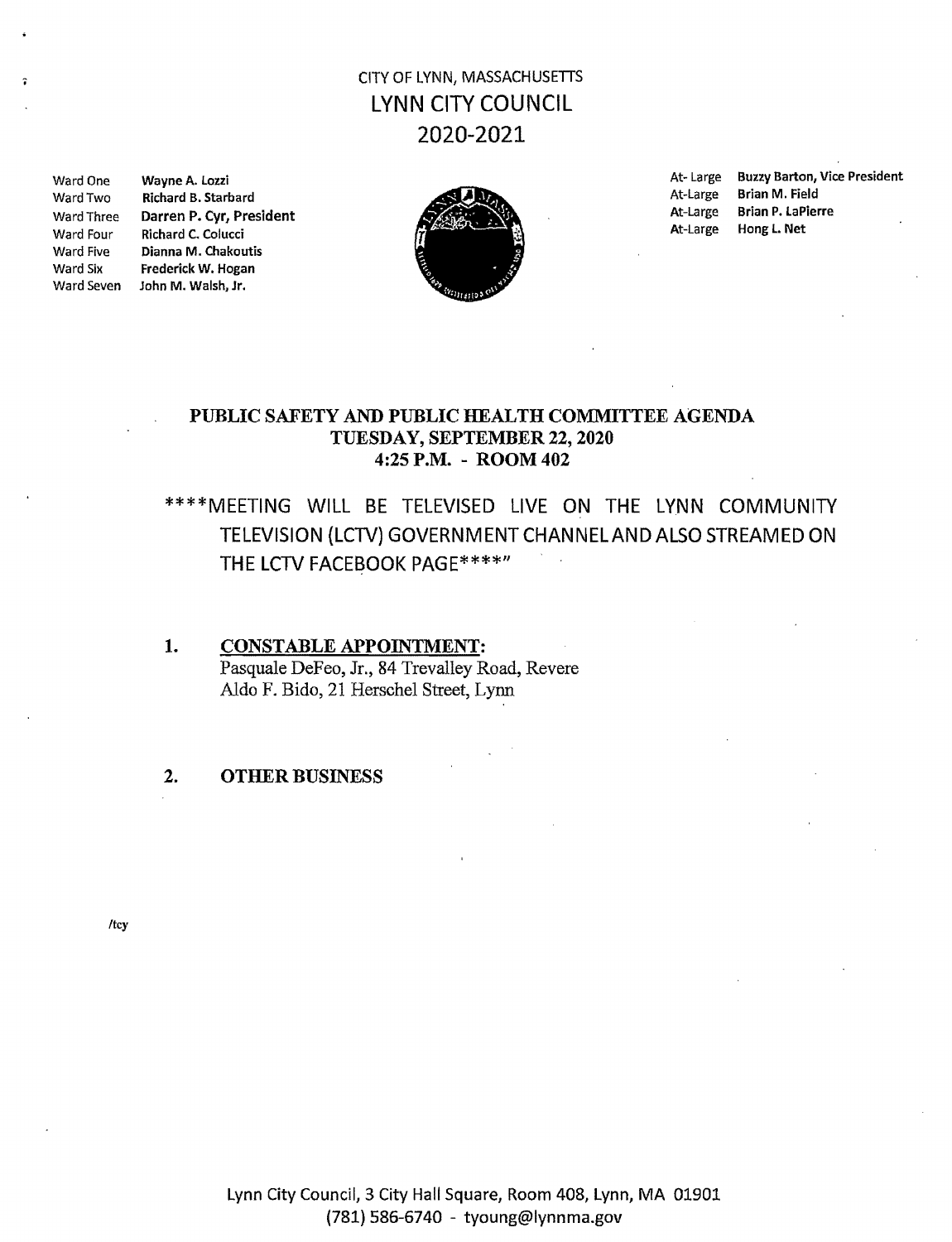CITY OF LYNN, MASSACHUSETTS

# LYNN CITY COUNCIL

## 2020-2021

Ward One Wayne A. Lozzi
Ward Two Richard B. Starbard
Ward Three **Darren P. Cyr, President**
Ward Four Richard C. Colucci
Ward Five Dianna M. Chakoutis
Ward Six Frederick W. Hogan
Ward Seven John M. Walsh, Jr.

At-Large **Buzzy Barton, Vice President**
At-Large Brian M. Field
At-Large Brian P. LaPierre
At-Large Hong L. Net

## PUBLIC SAFETY AND PUBLIC HEALTH COMMITTEE AGENDA
## TUESDAY, SEPTEMBER 22, 2020
## 4:25 P.M. - ROOM 402

****MEETING WILL BE TELEVISED LIVE ON THE LYNN COMMUNITY TELEVISION (LCTV) GOVERNMENT CHANNEL AND ALSO STREAMED ON THE LCTV FACEBOOK PAGE****"

1. **CONSTABLE APPOINTMENT:**
   Pasquale DeFeo, Jr., 84 Trevalley Road, Revere
   Aldo F. Bido, 21 Herschel Street, Lynn

2. **OTHER BUSINESS**

/tcy

Lynn City Council, 3 City Hall Square, Room 408, Lynn, MA 01901
(781) 586-6740 - tyoung@lynnma.gov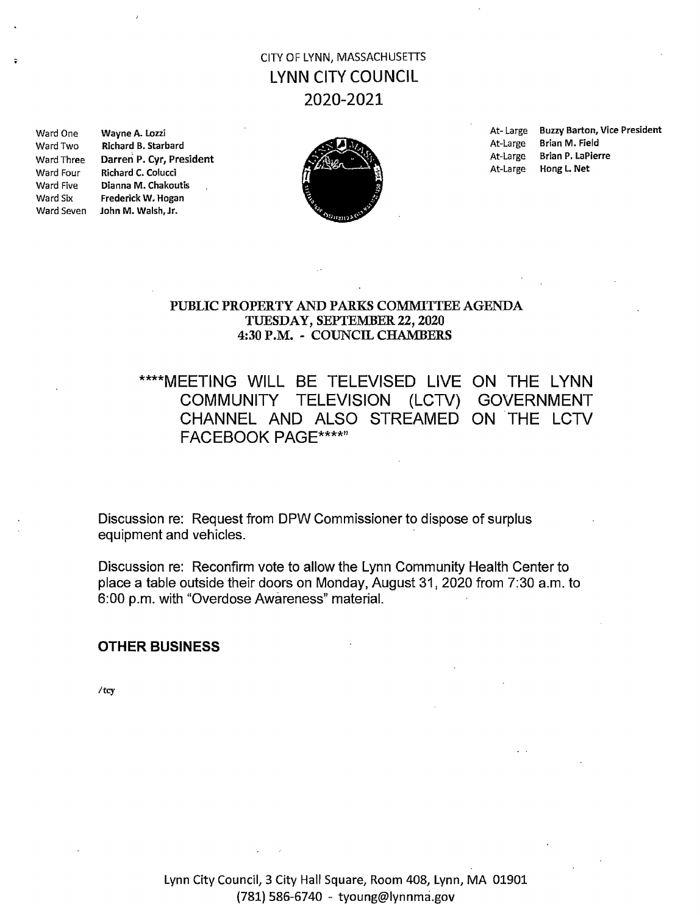CITY OF LYNN, MASSACHUSETTS

# LYNN CITY COUNCIL

## 2020-2021

| | |
|---|---|
| Ward One | Wayne A. Lozzi |
| Ward Two | Richard B. Starbard |
| Ward Three | **Darren P. Cyr, President** |
| Ward Four | Richard C. Colucci |
| Ward Five | Dianna M. Chakoutis |
| Ward Six | Frederick W. Hogan |
| Ward Seven | John M. Walsh, Jr. |

| | |
|---|---|
| At-Large | **Buzzy Barton, Vice President** |
| At-Large | Brian M. Field |
| At-Large | Brian P. LaPierre |
| At-Large | Hong L. Net |

**PUBLIC PROPERTY AND PARKS COMMITTEE AGENDA**
**TUESDAY, SEPTEMBER 22, 2020**
**4:30 P.M. - COUNCIL CHAMBERS**

****MEETING WILL BE TELEVISED LIVE ON THE LYNN COMMUNITY TELEVISION (LCTV) GOVERNMENT CHANNEL AND ALSO STREAMED ON THE LCTV FACEBOOK PAGE****"

Discussion re: Request from DPW Commissioner to dispose of surplus equipment and vehicles.

Discussion re: Reconfirm vote to allow the Lynn Community Health Center to place a table outside their doors on Monday, August 31, 2020 from 7:30 a.m. to 6:00 p.m. with "Overdose Awareness" material.

**OTHER BUSINESS**

/tcy

Lynn City Council, 3 City Hall Square, Room 408, Lynn, MA 01901
(781) 586-6740 - tyoung@lynnma.gov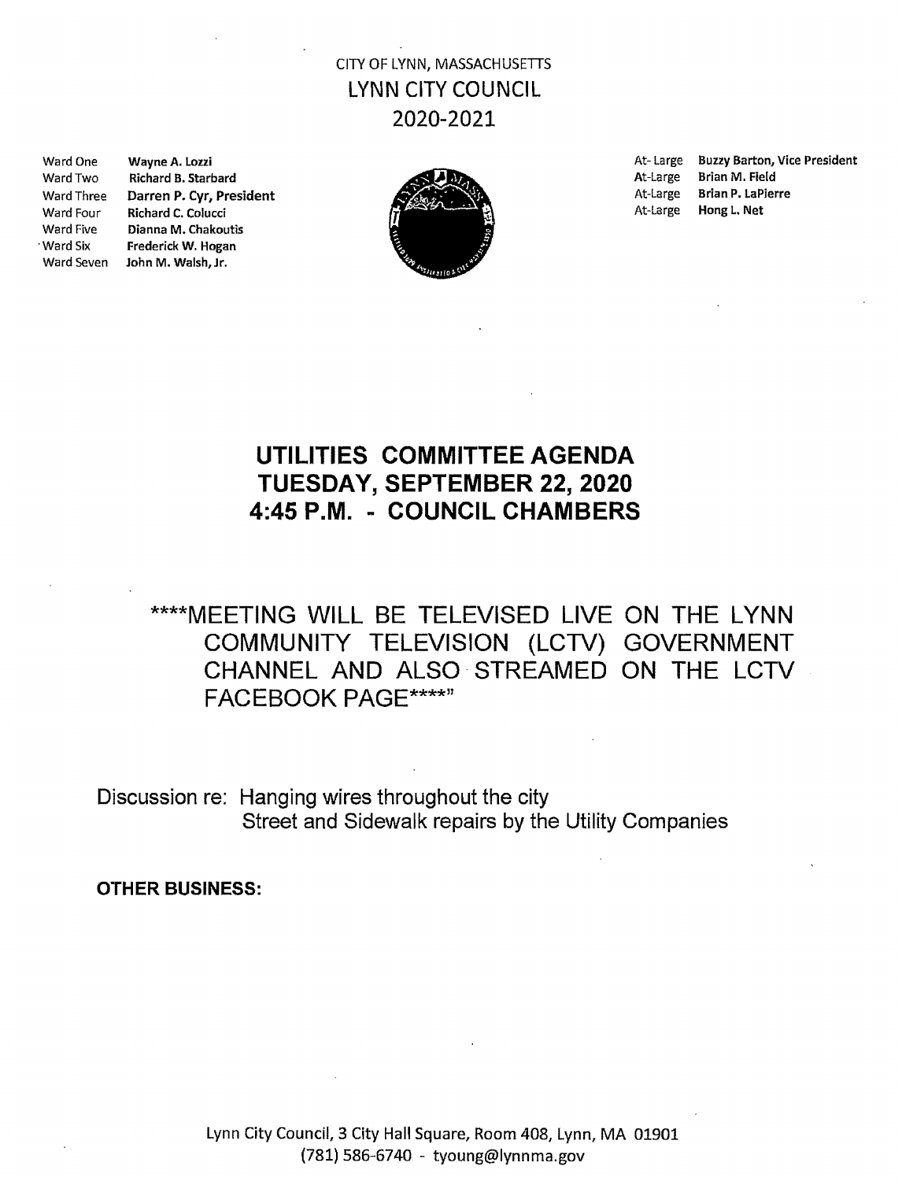CITY OF LYNN, MASSACHUSETTS
LYNN CITY COUNCIL
2020-2021

| | |
|---|---|
| Ward One | Wayne A. Lozzi |
| Ward Two | Richard B. Starbard |
| Ward Three | **Darren P. Cyr, President** |
| Ward Four | Richard C. Colucci |
| Ward Five | Dianna M. Chakoutis |
| Ward Six | Frederick W. Hogan |
| Ward Seven | John M. Walsh, Jr. |

| | |
|---|---|
| At-Large | **Buzzy Barton, Vice President** |
| At-Large | Brian M. Field |
| At-Large | Brian P. LaPierre |
| At-Large | Hong L. Net |

# UTILITIES COMMITTEE AGENDA
# TUESDAY, SEPTEMBER 22, 2020
# 4:45 P.M. - COUNCIL CHAMBERS

****MEETING WILL BE TELEVISED LIVE ON THE LYNN COMMUNITY TELEVISION (LCTV) GOVERNMENT CHANNEL AND ALSO STREAMED ON THE LCTV FACEBOOK PAGE****"

Discussion re: Hanging wires throughout the city
Street and Sidewalk repairs by the Utility Companies

**OTHER BUSINESS:**

Lynn City Council, 3 City Hall Square, Room 408, Lynn, MA 01901
(781) 586-6740 - tyoung@lynnma.gov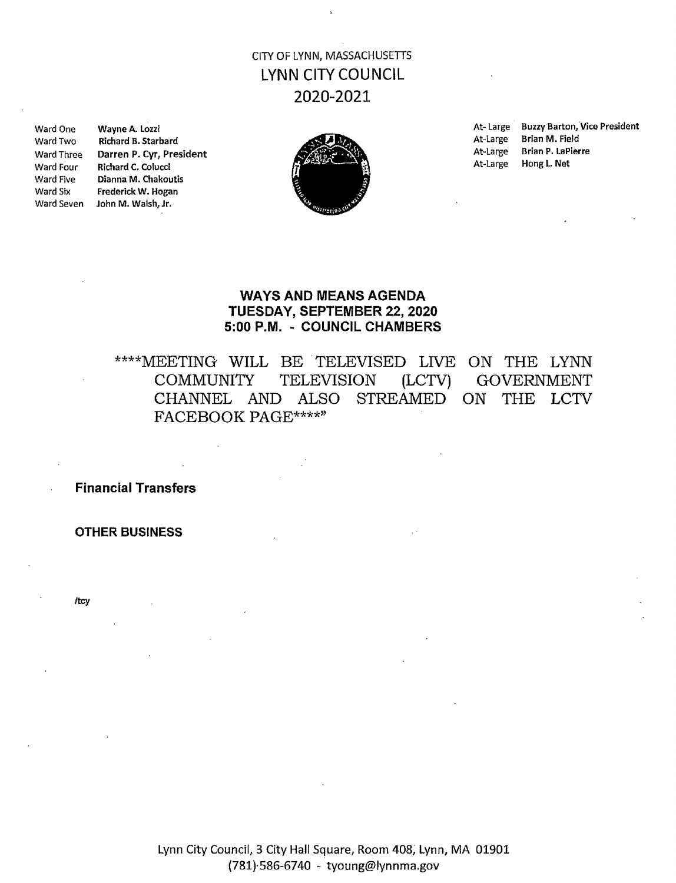CITY OF LYNN, MASSACHUSETTS

# LYNN CITY COUNCIL

## 2020-2021

| | |
|---|---|
| Ward One | Wayne A. Lozzi |
| Ward Two | Richard B. Starbard |
| Ward Three | Darren P. Cyr, President |
| Ward Four | Richard C. Colucci |
| Ward Five | Dianna M. Chakoutis |
| Ward Six | Frederick W. Hogan |
| Ward Seven | John M. Walsh, Jr. |
| At-Large | Buzzy Barton, Vice President |
| At-Large | Brian M. Field |
| At-Large | Brian P. LaPierre |
| At-Large | Hong L. Net |

**WAYS AND MEANS AGENDA**
**TUESDAY, SEPTEMBER 22, 2020**
**5:00 P.M. - COUNCIL CHAMBERS**

\*\*\*\*MEETING WILL BE TELEVISED LIVE ON THE LYNN COMMUNITY TELEVISION (LCTV) GOVERNMENT CHANNEL AND ALSO STREAMED ON THE LCTV FACEBOOK PAGE\*\*\*\*"

**Financial Transfers**

**OTHER BUSINESS**

/tcy

Lynn City Council, 3 City Hall Square, Room 408, Lynn, MA 01901
(781) 586-6740 - tyoung@lynnma.gov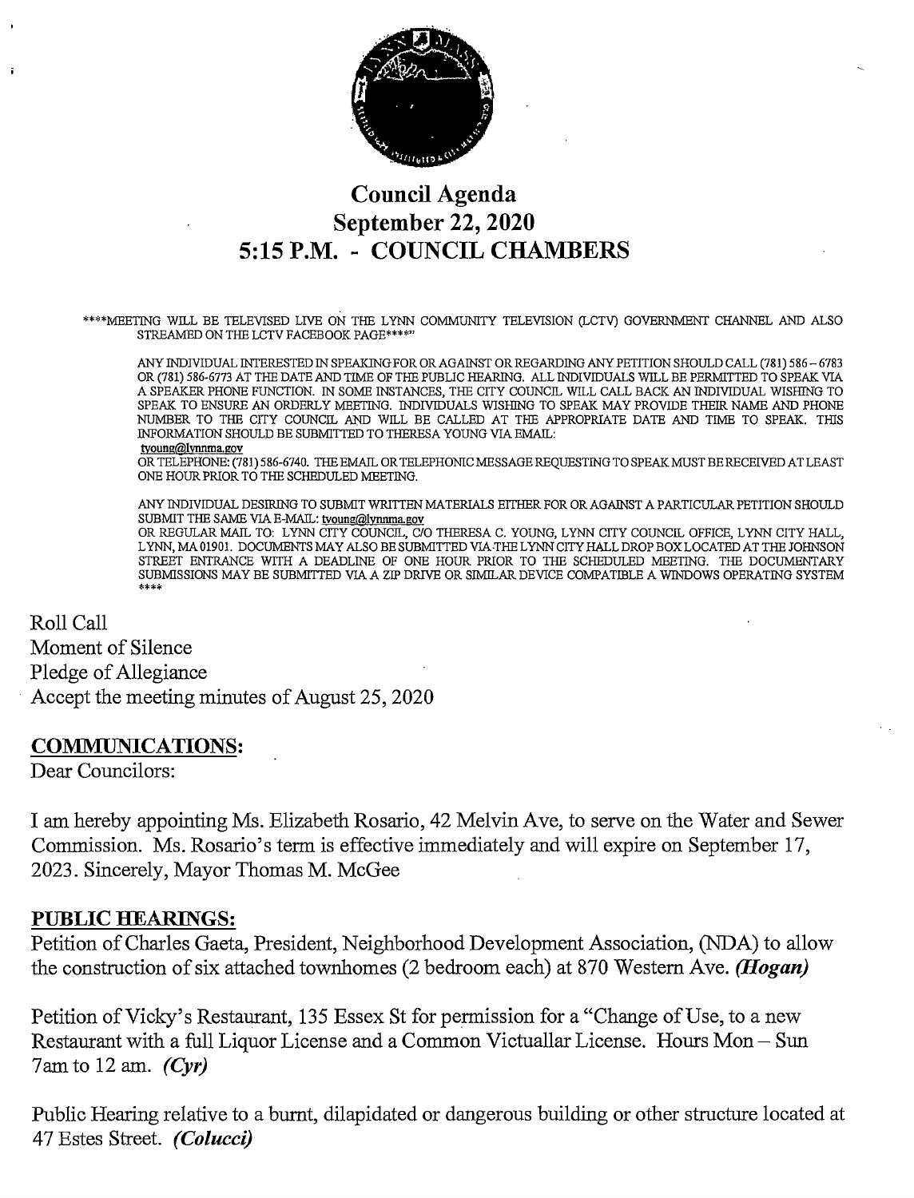# Council Agenda
# September 22, 2020
# 5:15 P.M. - COUNCIL CHAMBERS

****MEETING WILL BE TELEVISED LIVE ON THE LYNN COMMUNITY TELEVISION (LCTV) GOVERNMENT CHANNEL AND ALSO STREAMED ON THE LCTV FACEBOOK PAGE****

ANY INDIVIDUAL INTERESTED IN SPEAKING FOR OR AGAINST OR REGARDING ANY PETITION SHOULD CALL (781) 586 – 6783 OR (781) 586-6773 AT THE DATE AND TIME OF THE PUBLIC HEARING. ALL INDIVIDUALS WILL BE PERMITTED TO SPEAK VIA A SPEAKER PHONE FUNCTION. IN SOME INSTANCES, THE CITY COUNCIL WILL CALL BACK AN INDIVIDUAL WISHING TO SPEAK TO ENSURE AN ORDERLY MEETING. INDIVIDUALS WISHING TO SPEAK MAY PROVIDE THEIR NAME AND PHONE NUMBER TO THE CITY COUNCIL AND WILL BE CALLED AT THE APPROPRIATE DATE AND TIME TO SPEAK. THIS INFORMATION SHOULD BE SUBMITTED TO THERESA YOUNG VIA EMAIL:
tyoung@lynnma.gov
OR TELEPHONE: (781) 586-6740. THE EMAIL OR TELEPHONIC MESSAGE REQUESTING TO SPEAK MUST BE RECEIVED AT LEAST ONE HOUR PRIOR TO THE SCHEDULED MEETING.

ANY INDIVIDUAL DESIRING TO SUBMIT WRITTEN MATERIALS EITHER FOR OR AGAINST A PARTICULAR PETITION SHOULD SUBMIT THE SAME VIA E-MAIL: tyoung@lynnma.gov
OR REGULAR MAIL TO: LYNN CITY COUNCIL, C/O THERESA C. YOUNG, LYNN CITY COUNCIL OFFICE, LYNN CITY HALL, LYNN, MA 01901. DOCUMENTS MAY ALSO BE SUBMITTED VIA THE LYNN CITY HALL DROP BOX LOCATED AT THE JOHNSON STREET ENTRANCE WITH A DEADLINE OF ONE HOUR PRIOR TO THE SCHEDULED MEETING. THE DOCUMENTARY SUBMISSIONS MAY BE SUBMITTED VIA A ZIP DRIVE OR SIMILAR DEVICE COMPATIBLE A WINDOWS OPERATING SYSTEM ****

Roll Call
Moment of Silence
Pledge of Allegiance
Accept the meeting minutes of August 25, 2020

## COMMUNICATIONS:

Dear Councilors:

I am hereby appointing Ms. Elizabeth Rosario, 42 Melvin Ave, to serve on the Water and Sewer Commission. Ms. Rosario's term is effective immediately and will expire on September 17, 2023. Sincerely, Mayor Thomas M. McGee

## PUBLIC HEARINGS:

Petition of Charles Gaeta, President, Neighborhood Development Association, (NDA) to allow the construction of six attached townhomes (2 bedroom each) at 870 Western Ave. ***(Hogan)***

Petition of Vicky's Restaurant, 135 Essex St for permission for a "Change of Use, to a new Restaurant with a full Liquor License and a Common Victuallar License. Hours Mon – Sun 7am to 12 am. ***(Cyr)***

Public Hearing relative to a burnt, dilapidated or dangerous building or other structure located at 47 Estes Street. ***(Colucci)***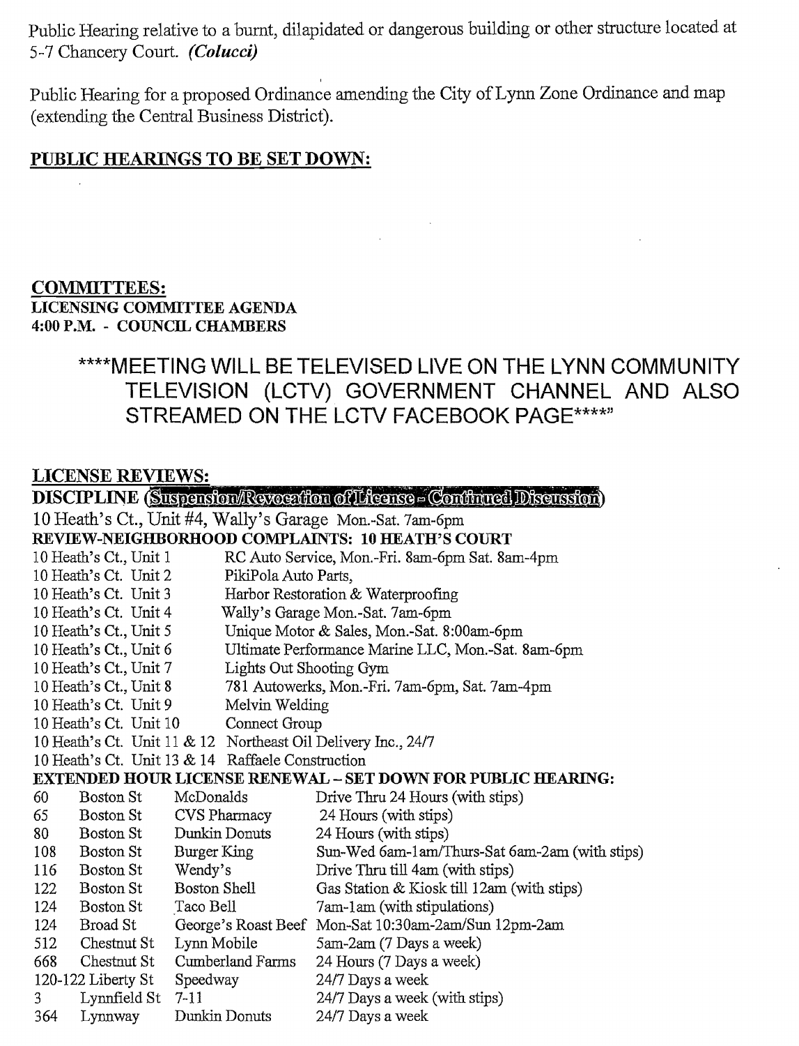Public Hearing relative to a burnt, dilapidated or dangerous building or other structure located at 5-7 Chancery Court. ***(Colucci)***

Public Hearing for a proposed Ordinance amending the City of Lynn Zone Ordinance and map (extending the Central Business District).

**PUBLIC HEARINGS TO BE SET DOWN:**

**COMMITTEES:**
**LICENSING COMMITTEE AGENDA**
**4:00 P.M. - COUNCIL CHAMBERS**

\*\*\*\*MEETING WILL BE TELEVISED LIVE ON THE LYNN COMMUNITY TELEVISION (LCTV) GOVERNMENT CHANNEL AND ALSO STREAMED ON THE LCTV FACEBOOK PAGE\*\*\*\*"

**LICENSE REVIEWS:**

**DISCIPLINE (Suspension/Revocation of License - Continued Discussion)**

10 Heath's Ct., Unit #4, Wally's Garage Mon.-Sat. 7am-6pm

**REVIEW-NEIGHBORHOOD COMPLAINTS: 10 HEATH'S COURT**

| | |
|---|---|
| 10 Heath's Ct., Unit 1 | RC Auto Service, Mon.-Fri. 8am-6pm Sat. 8am-4pm |
| 10 Heath's Ct. Unit 2 | PikiPola Auto Parts, |
| 10 Heath's Ct. Unit 3 | Harbor Restoration & Waterproofing |
| 10 Heath's Ct. Unit 4 | Wally's Garage Mon.-Sat. 7am-6pm |
| 10 Heath's Ct., Unit 5 | Unique Motor & Sales, Mon.-Sat. 8:00am-6pm |
| 10 Heath's Ct., Unit 6 | Ultimate Performance Marine LLC, Mon.-Sat. 8am-6pm |
| 10 Heath's Ct., Unit 7 | Lights Out Shooting Gym |
| 10 Heath's Ct., Unit 8 | 781 Autowerks, Mon.-Fri. 7am-6pm, Sat. 7am-4pm |
| 10 Heath's Ct. Unit 9 | Melvin Welding |
| 10 Heath's Ct. Unit 10 | Connect Group |
| 10 Heath's Ct. Unit 11 & 12 | Northeast Oil Delivery Inc., 24/7 |
| 10 Heath's Ct. Unit 13 & 14 | Raffaele Construction |

**EXTENDED HOUR LICENSE RENEWAL – SET DOWN FOR PUBLIC HEARING:**

| | | | |
|---|---|---|---|
| 60 | Boston St | McDonalds | Drive Thru 24 Hours (with stips) |
| 65 | Boston St | CVS Pharmacy | 24 Hours (with stips) |
| 80 | Boston St | Dunkin Donuts | 24 Hours (with stips) |
| 108 | Boston St | Burger King | Sun-Wed 6am-1am/Thurs-Sat 6am-2am (with stips) |
| 116 | Boston St | Wendy's | Drive Thru till 4am (with stips) |
| 122 | Boston St | Boston Shell | Gas Station & Kiosk till 12am (with stips) |
| 124 | Boston St | Taco Bell | 7am-1am (with stipulations) |
| 124 | Broad St | George's Roast Beef | Mon-Sat 10:30am-2am/Sun 12pm-2am |
| 512 | Chestnut St | Lynn Mobile | 5am-2am (7 Days a week) |
| 668 | Chestnut St | Cumberland Farms | 24 Hours (7 Days a week) |
| 120-122 | Liberty St | Speedway | 24/7 Days a week |
| 3 | Lynnfield St | 7-11 | 24/7 Days a week (with stips) |
| 364 | Lynnway | Dunkin Donuts | 24/7 Days a week |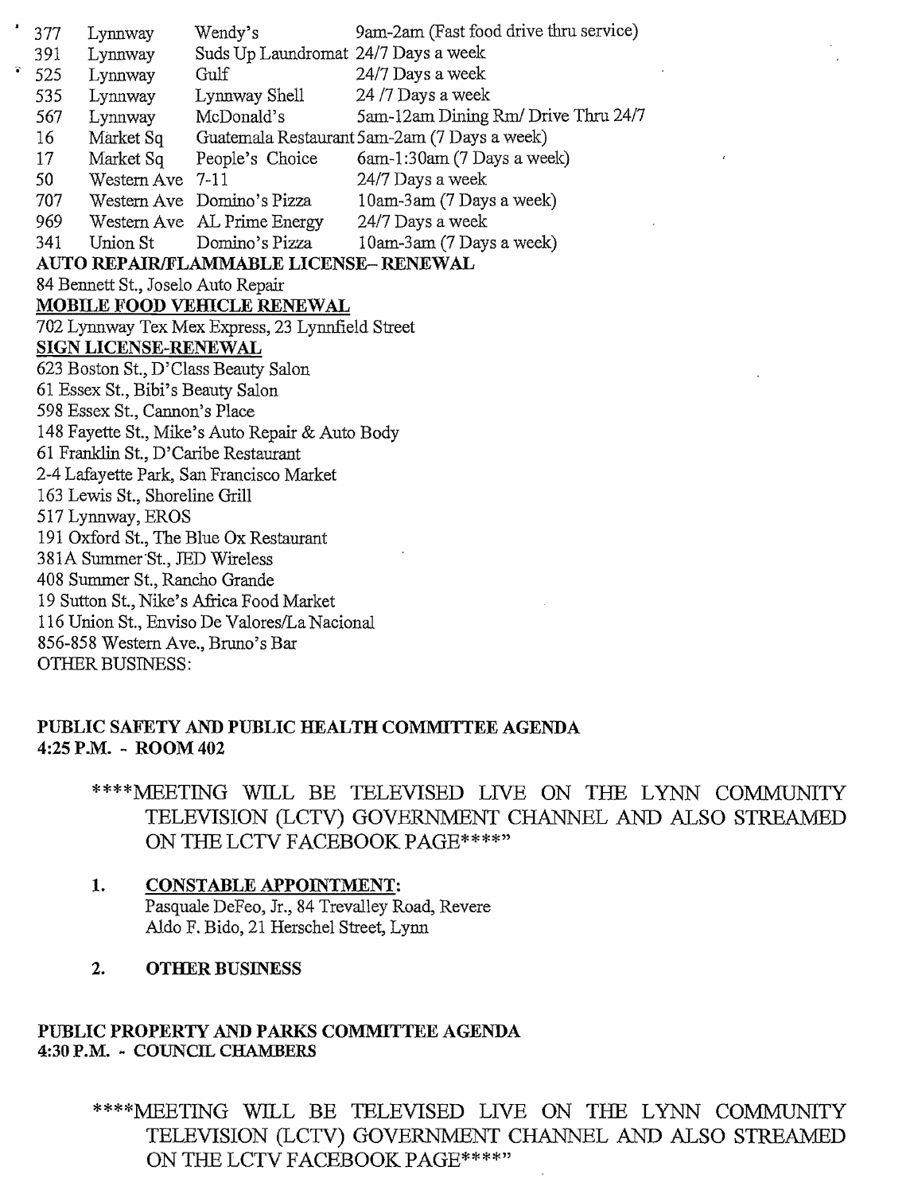| | | | |
|---|---|---|---|
| 377 | Lynnway | Wendy's | 9am-2am (Fast food drive thru service) |
| 391 | Lynnway | Suds Up Laundromat | 24/7 Days a week |
| 525 | Lynnway | Gulf | 24/7 Days a week |
| 535 | Lynnway | Lynnway Shell | 24 /7 Days a week |
| 567 | Lynnway | McDonald's | 5am-12am Dining Rm/ Drive Thru 24/7 |
| 16 | Market Sq | Guatemala Restaurant | 5am-2am (7 Days a week) |
| 17 | Market Sq | People's Choice | 6am-1:30am (7 Days a week) |
| 50 | Western Ave | 7-11 | 24/7 Days a week |
| 707 | Western Ave | Domino's Pizza | 10am-3am (7 Days a week) |
| 969 | Western Ave | AL Prime Energy | 24/7 Days a week |
| 341 | Union St | Domino's Pizza | 10am-3am (7 Days a week) |

**AUTO REPAIR/FLAMMABLE LICENSE– RENEWAL**

84 Bennett St., Joselo Auto Repair

**MOBILE FOOD VEHICLE RENEWAL**

702 Lynnway Tex Mex Express, 23 Lynnfield Street

**SIGN LICENSE-RENEWAL**

623 Boston St., D'Class Beauty Salon
61 Essex St., Bibi's Beauty Salon
598 Essex St., Cannon's Place
148 Fayette St., Mike's Auto Repair & Auto Body
61 Franklin St., D'Caribe Restaurant
2-4 Lafayette Park, San Francisco Market
163 Lewis St., Shoreline Grill
517 Lynnway, EROS
191 Oxford St., The Blue Ox Restaurant
381A Summer St., JED Wireless
408 Summer St., Rancho Grande
19 Sutton St., Nike's Africa Food Market
116 Union St., Enviso De Valores/La Nacional
856-858 Western Ave., Bruno's Bar
OTHER BUSINESS:

**PUBLIC SAFETY AND PUBLIC HEALTH COMMITTEE AGENDA**
**4:25 P.M. - ROOM 402**

****MEETING WILL BE TELEVISED LIVE ON THE LYNN COMMUNITY TELEVISION (LCTV) GOVERNMENT CHANNEL AND ALSO STREAMED ON THE LCTV FACEBOOK PAGE****"

1. **CONSTABLE APPOINTMENT:**
   Pasquale DeFeo, Jr., 84 Trevalley Road, Revere
   Aldo F. Bido, 21 Herschel Street, Lynn

2. **OTHER BUSINESS**

**PUBLIC PROPERTY AND PARKS COMMITTEE AGENDA**
**4:30 P.M. - COUNCIL CHAMBERS**

****MEETING WILL BE TELEVISED LIVE ON THE LYNN COMMUNITY TELEVISION (LCTV) GOVERNMENT CHANNEL AND ALSO STREAMED ON THE LCTV FACEBOOK PAGE****"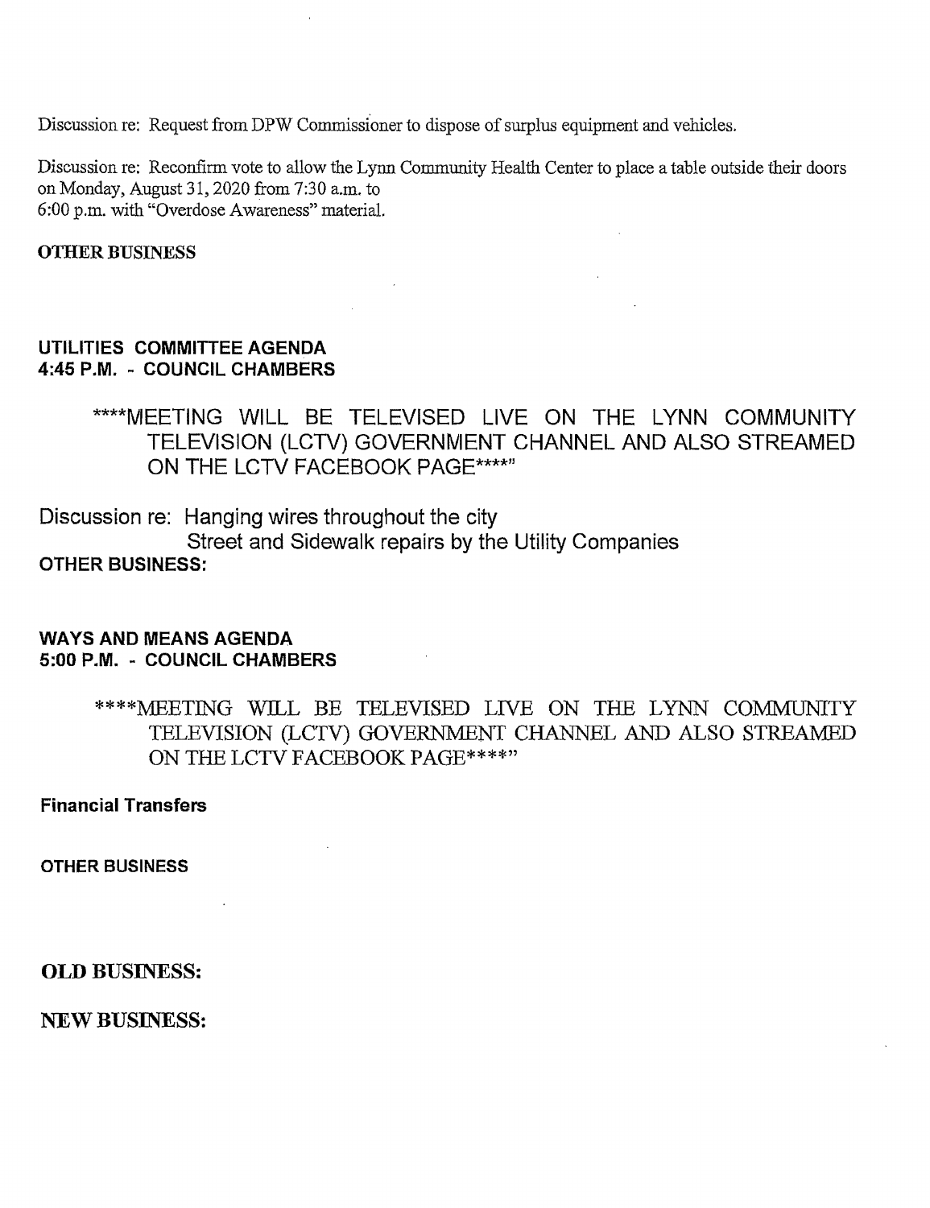Discussion re: Request from DPW Commissioner to dispose of surplus equipment and vehicles.

Discussion re: Reconfirm vote to allow the Lynn Community Health Center to place a table outside their doors on Monday, August 31, 2020 from 7:30 a.m. to
6:00 p.m. with "Overdose Awareness" material.

**OTHER BUSINESS**

**UTILITIES COMMITTEE AGENDA**
**4:45 P.M. - COUNCIL CHAMBERS**

****MEETING WILL BE TELEVISED LIVE ON THE LYNN COMMUNITY TELEVISION (LCTV) GOVERNMENT CHANNEL AND ALSO STREAMED ON THE LCTV FACEBOOK PAGE****"

Discussion re: Hanging wires throughout the city
Street and Sidewalk repairs by the Utility Companies

**OTHER BUSINESS:**

**WAYS AND MEANS AGENDA**
**5:00 P.M. - COUNCIL CHAMBERS**

****MEETING WILL BE TELEVISED LIVE ON THE LYNN COMMUNITY TELEVISION (LCTV) GOVERNMENT CHANNEL AND ALSO STREAMED ON THE LCTV FACEBOOK PAGE****"

**Financial Transfers**

**OTHER BUSINESS**

**OLD BUSINESS:**

**NEW BUSINESS:**